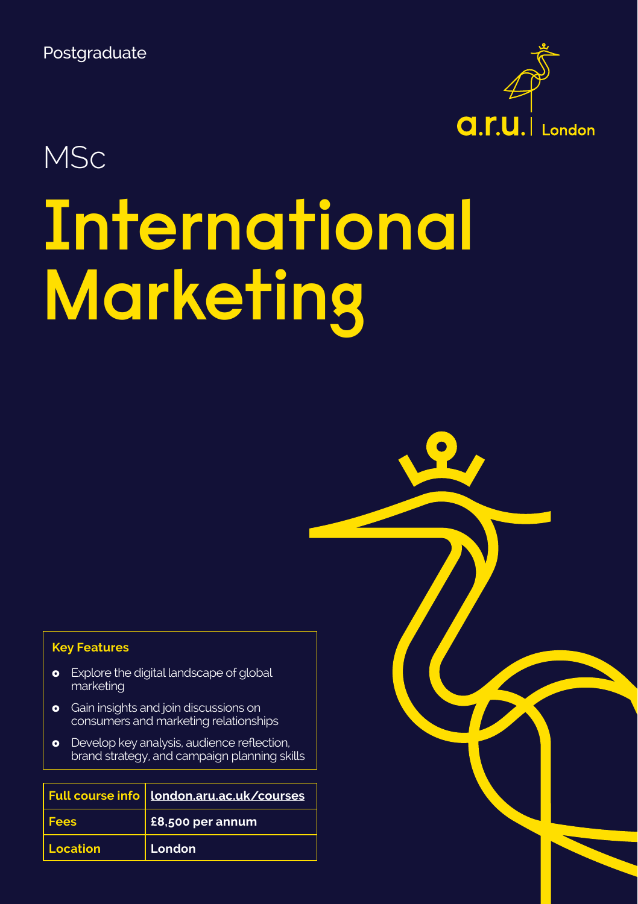Postgraduate

a.r.u. | London

MSc

# International Marketing

**Key Features**

- Explore the digital landscape of global marketing
- Gain insights and join discussions on consumers and marketing relationships
- Develop key analysis, audience reflection, brand strategy, and campaign planning skills

| Full course info | london.aru.ac.uk/courses |
| --- | --- |
| Fees | £8,500 per annum |
| Location | London |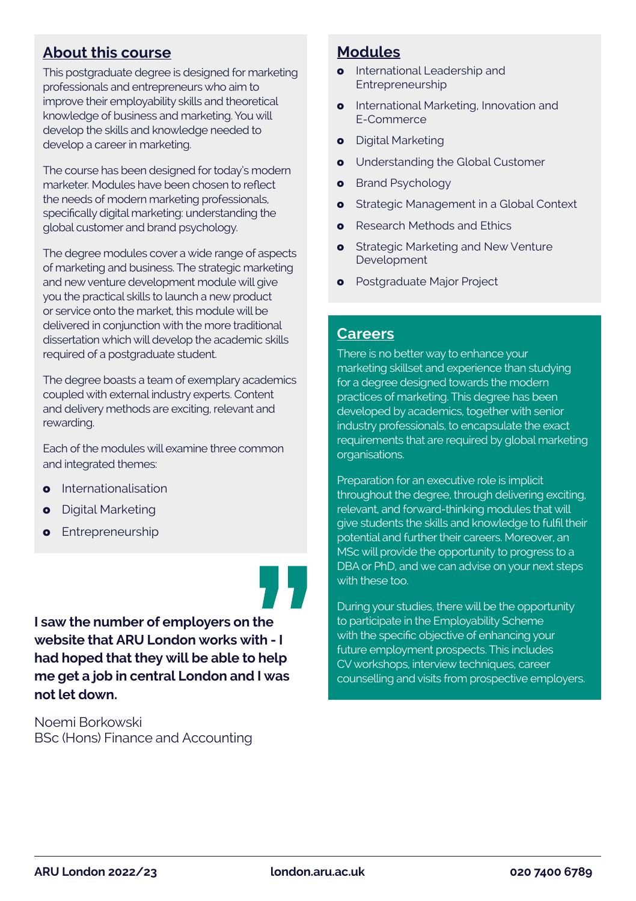## About this course

This postgraduate degree is designed for marketing professionals and entrepreneurs who aim to improve their employability skills and theoretical knowledge of business and marketing. You will develop the skills and knowledge needed to develop a career in marketing.

The course has been designed for today's modern marketer. Modules have been chosen to reflect the needs of modern marketing professionals, specifically digital marketing: understanding the global customer and brand psychology.

The degree modules cover a wide range of aspects of marketing and business. The strategic marketing and new venture development module will give you the practical skills to launch a new product or service onto the market, this module will be delivered in conjunction with the more traditional dissertation which will develop the academic skills required of a postgraduate student.

The degree boasts a team of exemplary academics coupled with external industry experts. Content and delivery methods are exciting, relevant and rewarding.

Each of the modules will examine three common and integrated themes:

- Internationalisation
- Digital Marketing
- Entrepreneurship

**I saw the number of employers on the website that ARU London works with - I had hoped that they will be able to help me get a job in central London and I was not let down.**

Noemi Borkowski
BSc (Hons) Finance and Accounting

## Modules

- International Leadership and Entrepreneurship
- International Marketing, Innovation and E-Commerce
- Digital Marketing
- Understanding the Global Customer
- Brand Psychology
- Strategic Management in a Global Context
- Research Methods and Ethics
- Strategic Marketing and New Venture Development
- Postgraduate Major Project

## Careers

There is no better way to enhance your marketing skillset and experience than studying for a degree designed towards the modern practices of marketing. This degree has been developed by academics, together with senior industry professionals, to encapsulate the exact requirements that are required by global marketing organisations.

Preparation for an executive role is implicit throughout the degree, through delivering exciting, relevant, and forward-thinking modules that will give students the skills and knowledge to fulfil their potential and further their careers. Moreover, an MSc will provide the opportunity to progress to a DBA or PhD, and we can advise on your next steps with these too.

During your studies, there will be the opportunity to participate in the Employability Scheme with the specific objective of enhancing your future employment prospects. This includes CV workshops, interview techniques, career counselling and visits from prospective employers.